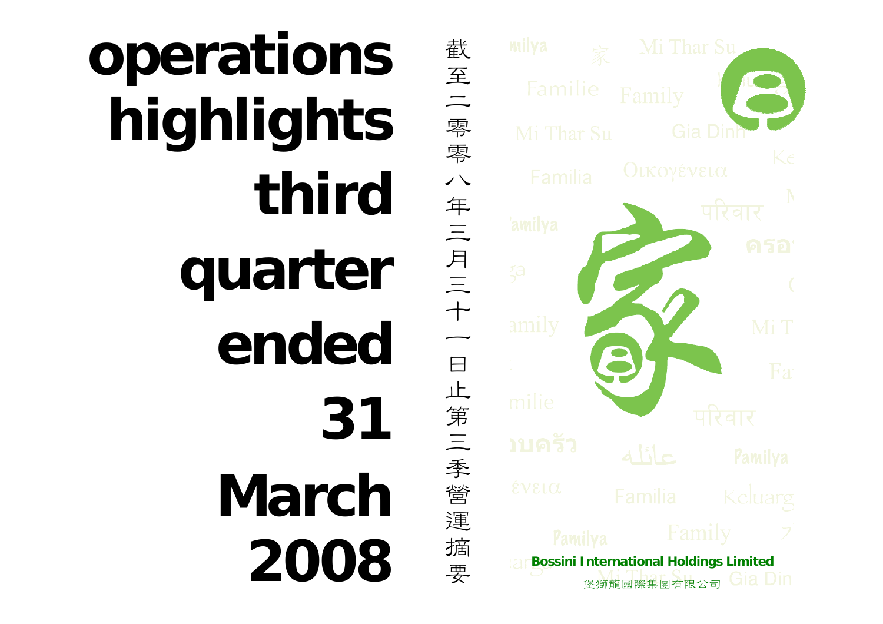# operations highlights third quarter ended 31 March 2008

截至二零零八年三月三十一日止第三季營運摘要

**Bossini International Holdings Limited**

堡獅龍國際集團有限公司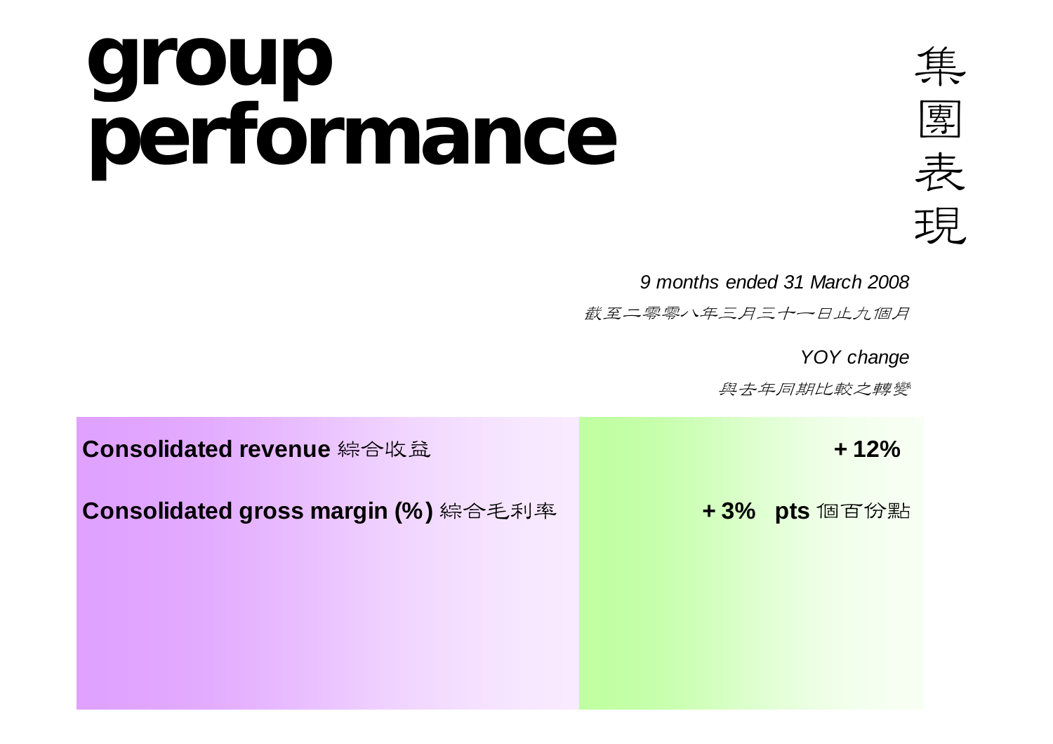# group performance

集團表現

*9 months ended 31 March 2008*

*截至二零零八年三月三十一日止九個月*

*YOY change*

*與去年同期比較之轉變*

| | |
|---|---|
| **Consolidated revenue** 綜合收益 | **+ 12%** |
| **Consolidated gross margin (%)** 綜合毛利率 | **+ 3% pts** 個百份點 |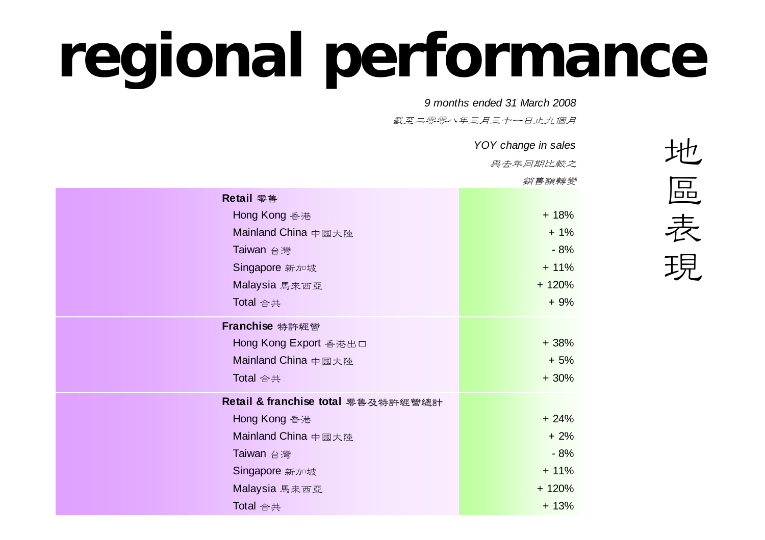# regional performance

# 地區表現

*9 months ended 31 March 2008*

*截至二零零八年三月三十一日止九個月*

| | *YOY change in sales* *與去年同期比較之銷售額轉變* |
|---|---|
| **Retail 零售** | |
| Hong Kong 香港 | + 18% |
| Mainland China 中國大陸 | + 1% |
| Taiwan 台灣 | - 8% |
| Singapore 新加坡 | + 11% |
| Malaysia 馬來西亞 | + 120% |
| Total 合共 | + 9% |
| **Franchise 特許經營** | |
| Hong Kong Export 香港出口 | + 38% |
| Mainland China 中國大陸 | + 5% |
| Total 合共 | + 30% |
| **Retail & franchise total 零售及特許經營總計** | |
| Hong Kong 香港 | + 24% |
| Mainland China 中國大陸 | + 2% |
| Taiwan 台灣 | - 8% |
| Singapore 新加坡 | + 11% |
| Malaysia 馬來西亞 | + 120% |
| Total 合共 | + 13% |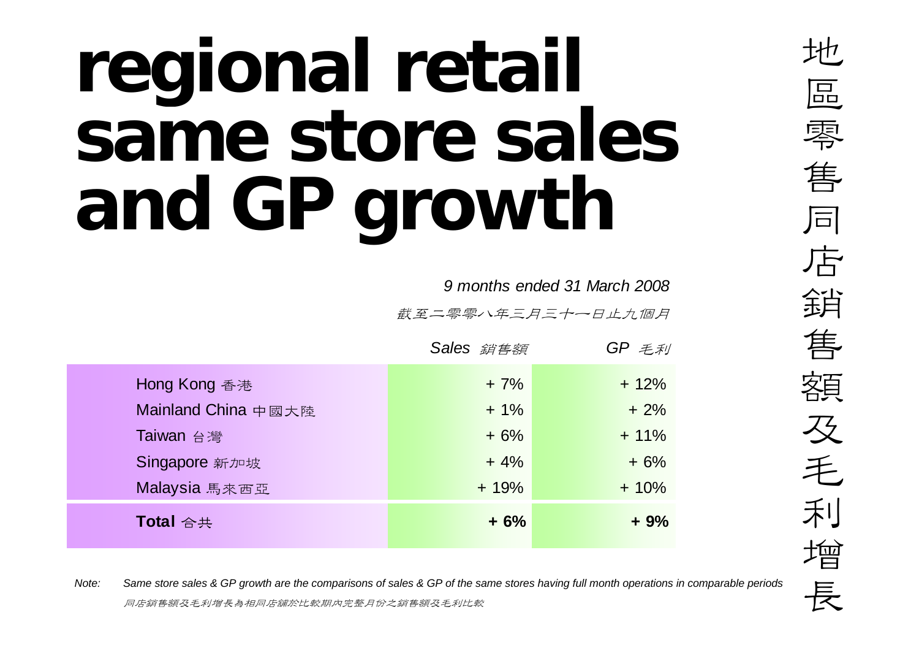# regional retail same store sales and GP growth

地區零售同店銷售額及毛利增長

*9 months ended 31 March 2008*

*截至二零零八年三月三十一日止九個月*

| | *Sales 銷售額* | *GP 毛利* |
|---|---|---|
| Hong Kong 香港 | + 7% | + 12% |
| Mainland China 中國大陸 | + 1% | + 2% |
| Taiwan 台灣 | + 6% | + 11% |
| Singapore 新加坡 | + 4% | + 6% |
| Malaysia 馬來西亞 | + 19% | + 10% |
| **Total** 合共 | **+ 6%** | **+ 9%** |

*Note:* *Same store sales & GP growth are the comparisons of sales & GP of the same stores having full month operations in comparable periods*

*同店銷售額及毛利增長為相同店舖於比較期內完整月份之銷售額及毛利比較*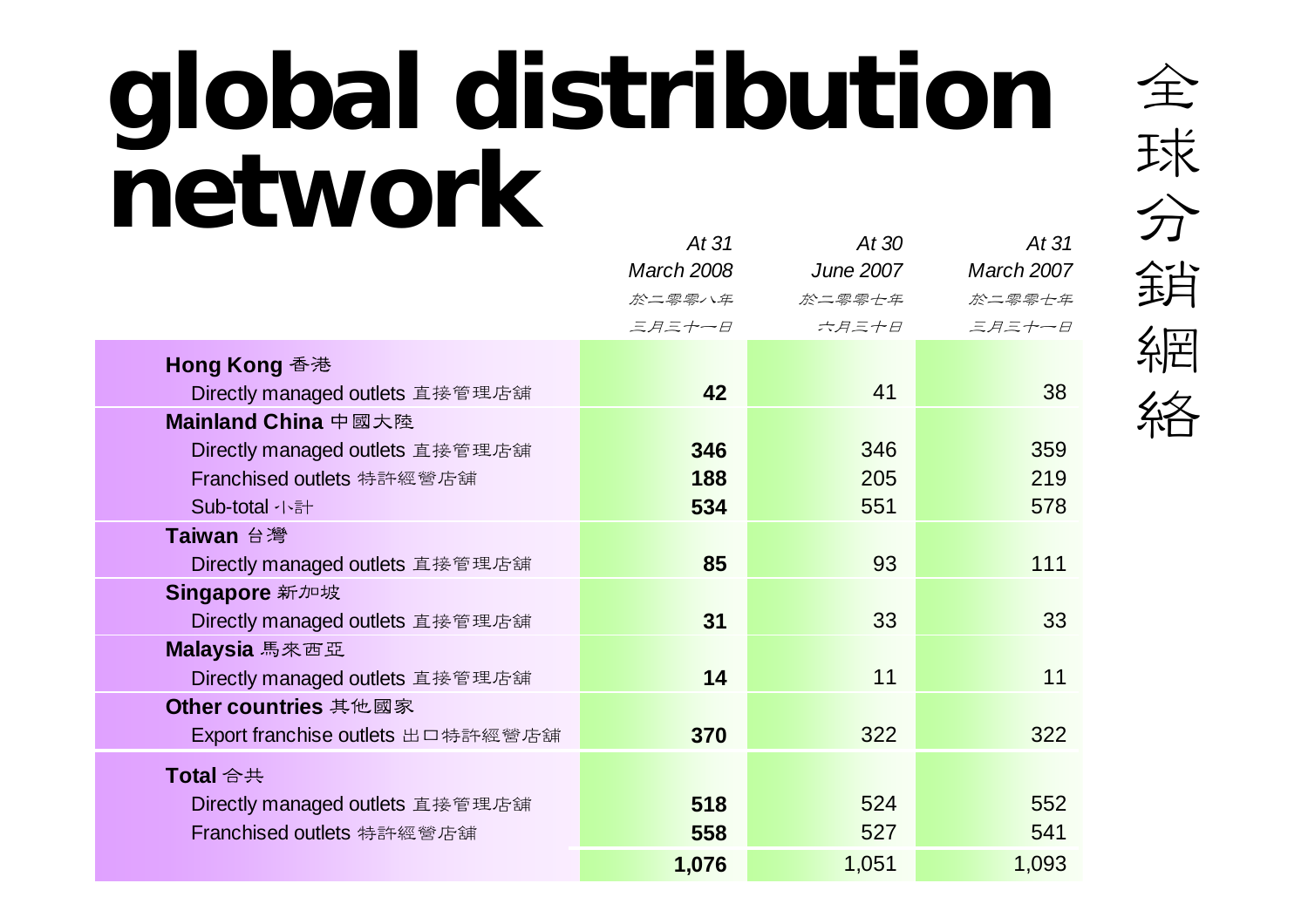# global distribution network

全球分銷網絡

| | At 31 March 2008<br>於二零零八年三月三十一日 | At 30 June 2007<br>於二零零七年六月三十日 | At 31 March 2007<br>於二零零七年三月三十一日 |
|---|---|---|---|
| **Hong Kong** 香港 | | | |
| Directly managed outlets 直接管理店舖 | **42** | 41 | 38 |
| **Mainland China** 中國大陸 | | | |
| Directly managed outlets 直接管理店舖 | **346** | 346 | 359 |
| Franchised outlets 特許經營店舖 | **188** | 205 | 219 |
| Sub-total 小計 | **534** | 551 | 578 |
| **Taiwan** 台灣 | | | |
| Directly managed outlets 直接管理店舖 | **85** | 93 | 111 |
| **Singapore** 新加坡 | | | |
| Directly managed outlets 直接管理店舖 | **31** | 33 | 33 |
| **Malaysia** 馬來西亞 | | | |
| Directly managed outlets 直接管理店舖 | **14** | 11 | 11 |
| **Other countries** 其他國家 | | | |
| Export franchise outlets 出口特許經營店舖 | **370** | 322 | 322 |
| **Total** 合共 | | | |
| Directly managed outlets 直接管理店舖 | **518** | 524 | 552 |
| Franchised outlets 特許經營店舖 | **558** | 527 | 541 |
| | **1,076** | 1,051 | 1,093 |